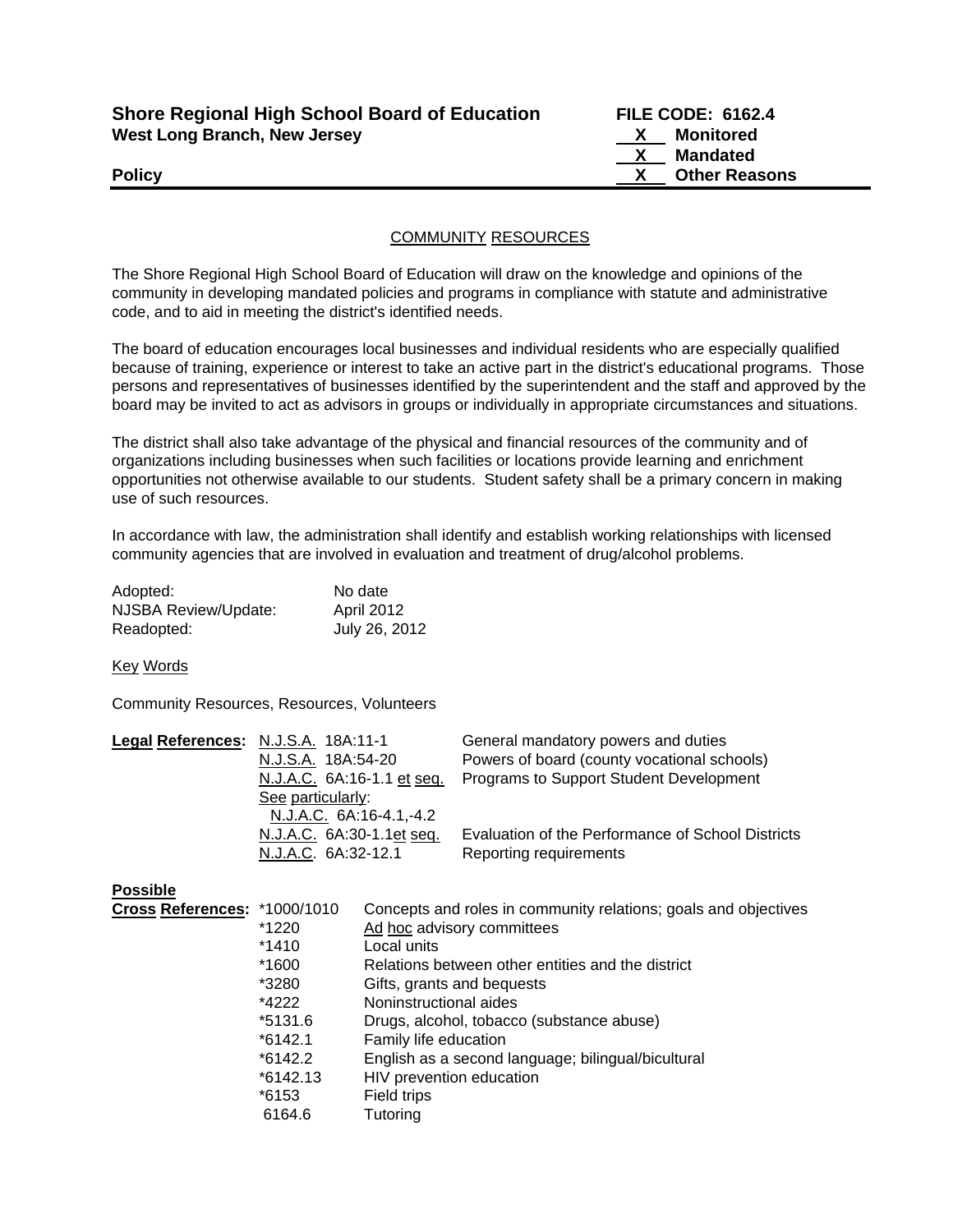**Shore Regional High School Board of Education**
**West Long Branch, New Jersey**

**FILE CODE: 6162.4**
**X Monitored**
**X Mandated**
**X Other Reasons**

**Policy**

## COMMUNITY RESOURCES

The Shore Regional High School Board of Education will draw on the knowledge and opinions of the community in developing mandated policies and programs in compliance with statute and administrative code, and to aid in meeting the district's identified needs.

The board of education encourages local businesses and individual residents who are especially qualified because of training, experience or interest to take an active part in the district's educational programs. Those persons and representatives of businesses identified by the superintendent and the staff and approved by the board may be invited to act as advisors in groups or individually in appropriate circumstances and situations.

The district shall also take advantage of the physical and financial resources of the community and of organizations including businesses when such facilities or locations provide learning and enrichment opportunities not otherwise available to our students. Student safety shall be a primary concern in making use of such resources.

In accordance with law, the administration shall identify and establish working relationships with licensed community agencies that are involved in evaluation and treatment of drug/alcohol problems.

| | |
|---|---|
| Adopted: | No date |
| NJSBA Review/Update: | April 2012 |
| Readopted: | July 26, 2012 |

Key Words

Community Resources, Resources, Volunteers

**Legal References:**

| | |
|---|---|
| N.J.S.A. 18A:11-1 | General mandatory powers and duties |
| N.J.S.A. 18A:54-20 | Powers of board (county vocational schools) |
| N.J.A.C. 6A:16-1.1 et seq. | Programs to Support Student Development |
| See particularly: N.J.A.C. 6A:16-4.1,-4.2 | |
| N.J.A.C. 6A:30-1.1et seq. | Evaluation of the Performance of School Districts |
| N.J.A.C. 6A:32-12.1 | Reporting requirements |

**Possible Cross References:**

| | |
|---|---|
| *1000/1010 | Concepts and roles in community relations; goals and objectives |
| *1220 | Ad hoc advisory committees |
| *1410 | Local units |
| *1600 | Relations between other entities and the district |
| *3280 | Gifts, grants and bequests |
| *4222 | Noninstructional aides |
| *5131.6 | Drugs, alcohol, tobacco (substance abuse) |
| *6142.1 | Family life education |
| *6142.2 | English as a second language; bilingual/bicultural |
| *6142.13 | HIV prevention education |
| *6153 | Field trips |
| 6164.6 | Tutoring |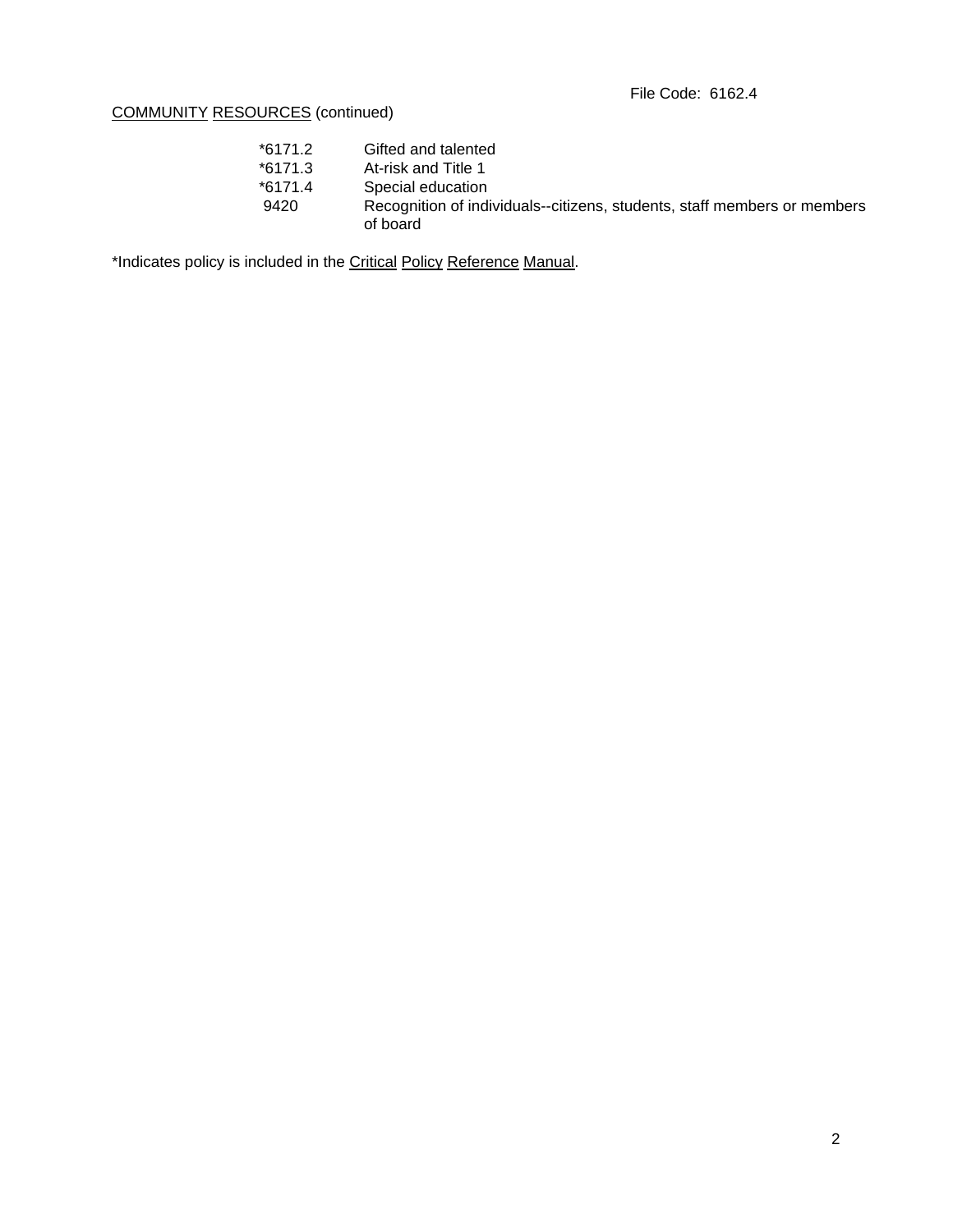File Code: 6162.4

COMMUNITY RESOURCES (continued)

| | |
|---|---|
| *6171.2 | Gifted and talented |
| *6171.3 | At-risk and Title 1 |
| *6171.4 | Special education |
| 9420 | Recognition of individuals--citizens, students, staff members or members of board |

*Indicates policy is included in the Critical Policy Reference Manual.